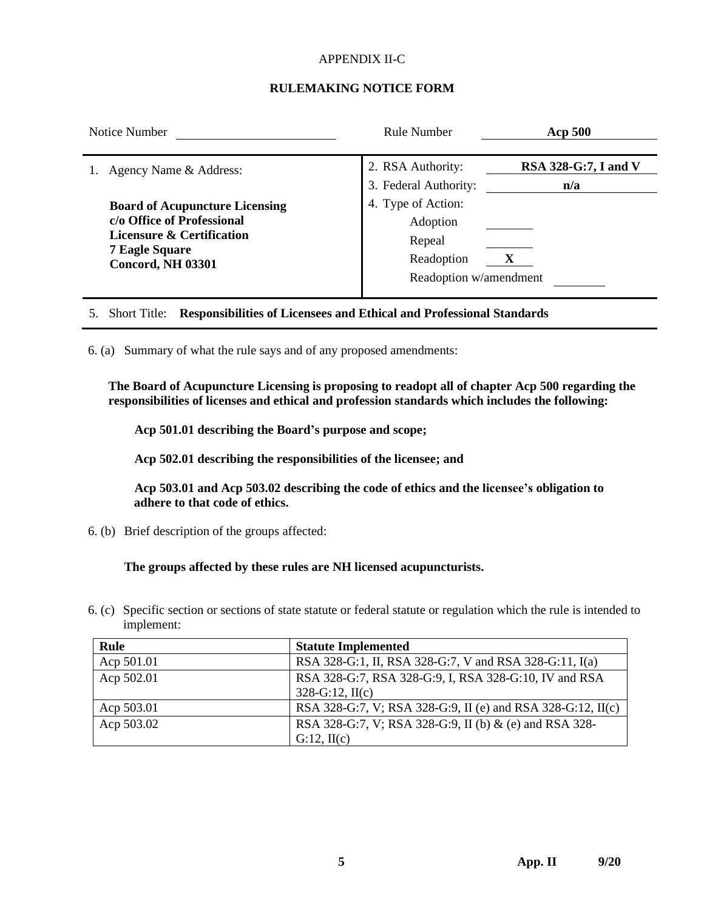APPENDIX II-C

## RULEMAKING NOTICE FORM

Notice Number ____________ Rule Number **Acp 500**

1. Agency Name & Address:

   **Board of Acupuncture Licensing**
   **c/o Office of Professional Licensure & Certification**
   **7 Eagle Square**
   **Concord, NH 03301**

2. RSA Authority: **RSA 328-G:7, I and V**

3. Federal Authority: **n/a**

4. Type of Action:
   - Adoption ____
   - Repeal ____
   - Readoption **X**
   - Readoption w/amendment ____

5. Short Title: **Responsibilities of Licensees and Ethical and Professional Standards**

6. (a) Summary of what the rule says and of any proposed amendments:

**The Board of Acupuncture Licensing is proposing to readopt all of chapter Acp 500 regarding the responsibilities of licenses and ethical and profession standards which includes the following:**

**Acp 501.01 describing the Board's purpose and scope;**

**Acp 502.01 describing the responsibilities of the licensee; and**

**Acp 503.01 and Acp 503.02 describing the code of ethics and the licensee's obligation to adhere to that code of ethics.**

6. (b) Brief description of the groups affected:

**The groups affected by these rules are NH licensed acupuncturists.**

6. (c) Specific section or sections of state statute or federal statute or regulation which the rule is intended to implement:

| Rule | Statute Implemented |
|---|---|
| Acp 501.01 | RSA 328-G:1, II, RSA 328-G:7, V and RSA 328-G:11, I(a) |
| Acp 502.01 | RSA 328-G:7, RSA 328-G:9, I, RSA 328-G:10, IV and RSA 328-G:12, II(c) |
| Acp 503.01 | RSA 328-G:7, V; RSA 328-G:9, II (e) and RSA 328-G:12, II(c) |
| Acp 503.02 | RSA 328-G:7, V; RSA 328-G:9, II (b) & (e) and RSA 328-G:12, II(c) |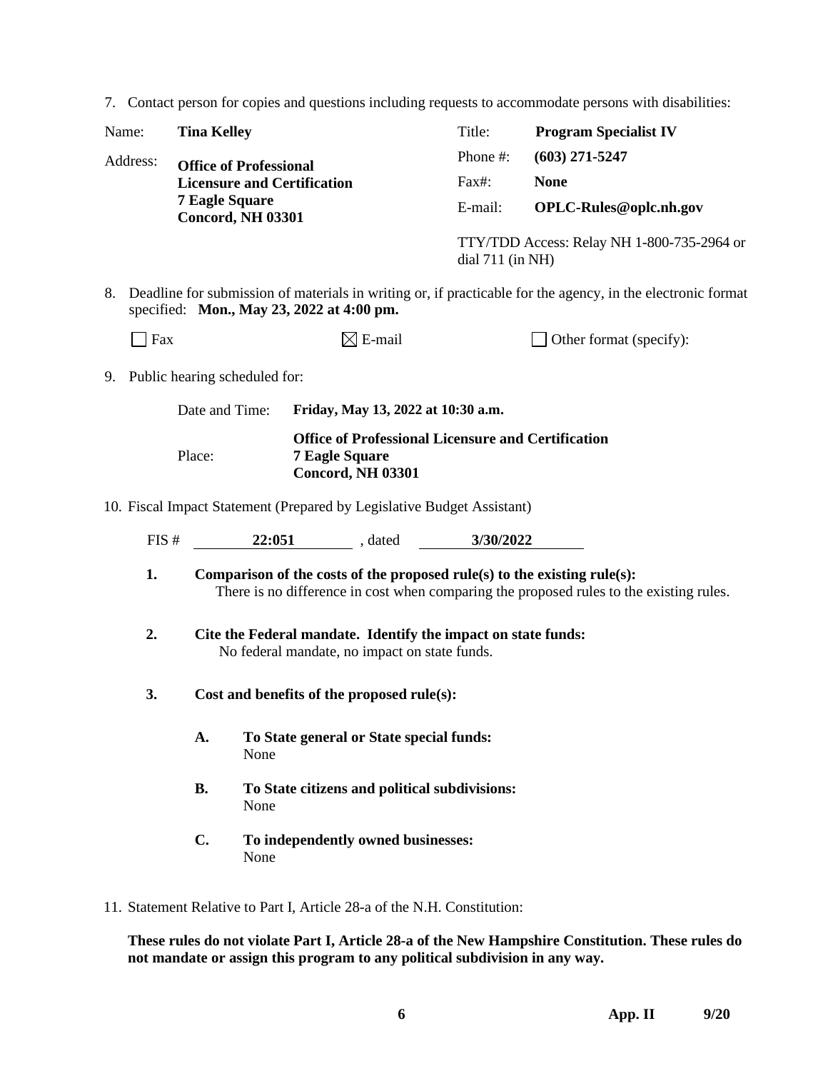7. Contact person for copies and questions including requests to accommodate persons with disabilities:

| | | | |
|---|---|---|---|
| Name: | **Tina Kelley** | Title: | **Program Specialist IV** |
| Address: | **Office of Professional Licensure and Certification 7 Eagle Square Concord, NH 03301** | Phone #: | **(603) 271-5247** |
| | | Fax#: | **None** |
| | | E-mail: | **OPLC-Rules@oplc.nh.gov** |
| | | TTY/TDD Access: Relay NH 1-800-735-2964 or dial 711 (in NH) | |

8. Deadline for submission of materials in writing or, if practicable for the agency, in the electronic format specified: **Mon., May 23, 2022 at 4:00 pm.**

☐ Fax ☒ E-mail ☐ Other format (specify):

9. Public hearing scheduled for:

Date and Time: **Friday, May 13, 2022 at 10:30 a.m.**

Place: **Office of Professional Licensure and Certification**
**7 Eagle Square**
**Concord, NH 03301**

10. Fiscal Impact Statement (Prepared by Legislative Budget Assistant)

FIS # **22:051** , dated **3/30/2022**

**1. Comparison of the costs of the proposed rule(s) to the existing rule(s):**
There is no difference in cost when comparing the proposed rules to the existing rules.

**2. Cite the Federal mandate. Identify the impact on state funds:**
No federal mandate, no impact on state funds.

**3. Cost and benefits of the proposed rule(s):**

**A. To State general or State special funds:**
None

**B. To State citizens and political subdivisions:**
None

**C. To independently owned businesses:**
None

11. Statement Relative to Part I, Article 28-a of the N.H. Constitution:

**These rules do not violate Part I, Article 28-a of the New Hampshire Constitution. These rules do not mandate or assign this program to any political subdivision in any way.**